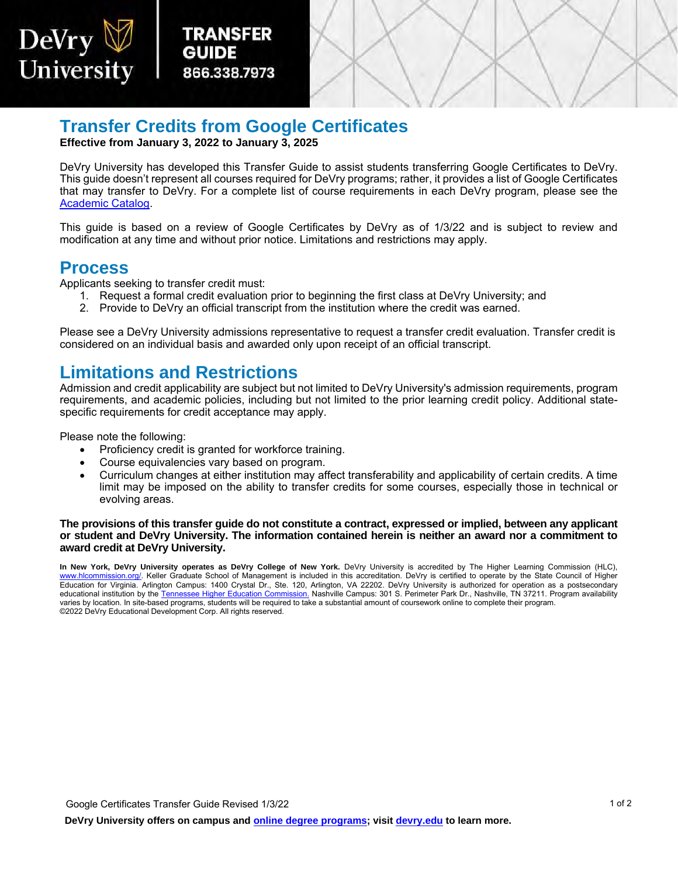DeVry University

**TRANSFER GUIDE**
**866.338.7973**

# Transfer Credits from Google Certificates

**Effective from January 3, 2022 to January 3, 2025**

DeVry University has developed this Transfer Guide to assist students transferring Google Certificates to DeVry. This guide doesn't represent all courses required for DeVry programs; rather, it provides a list of Google Certificates that may transfer to DeVry. For a complete list of course requirements in each DeVry program, please see the Academic Catalog.

This guide is based on a review of Google Certificates by DeVry as of 1/3/22 and is subject to review and modification at any time and without prior notice. Limitations and restrictions may apply.

## Process

Applicants seeking to transfer credit must:

1. Request a formal credit evaluation prior to beginning the first class at DeVry University; and
2. Provide to DeVry an official transcript from the institution where the credit was earned.

Please see a DeVry University admissions representative to request a transfer credit evaluation. Transfer credit is considered on an individual basis and awarded only upon receipt of an official transcript.

## Limitations and Restrictions

Admission and credit applicability are subject but not limited to DeVry University's admission requirements, program requirements, and academic policies, including but not limited to the prior learning credit policy. Additional state-specific requirements for credit acceptance may apply.

Please note the following:

- Proficiency credit is granted for workforce training.
- Course equivalencies vary based on program.
- Curriculum changes at either institution may affect transferability and applicability of certain credits. A time limit may be imposed on the ability to transfer credits for some courses, especially those in technical or evolving areas.

**The provisions of this transfer guide do not constitute a contract, expressed or implied, between any applicant or student and DeVry University. The information contained herein is neither an award nor a commitment to award credit at DeVry University.**

**In New York, DeVry University operates as DeVry College of New York.** DeVry University is accredited by The Higher Learning Commission (HLC), www.hlcommission.org/. Keller Graduate School of Management is included in this accreditation. DeVry is certified to operate by the State Council of Higher Education for Virginia. Arlington Campus: 1400 Crystal Dr., Ste. 120, Arlington, VA 22202. DeVry University is authorized for operation as a postsecondary educational institution by the Tennessee Higher Education Commission. Nashville Campus: 301 S. Perimeter Park Dr., Nashville, TN 37211. Program availability varies by location. In site-based programs, students will be required to take a substantial amount of coursework online to complete their program.
©2022 DeVry Educational Development Corp. All rights reserved.

Google Certificates Transfer Guide Revised 1/3/22

**DeVry University offers on campus and online degree programs; visit devry.edu to learn more.**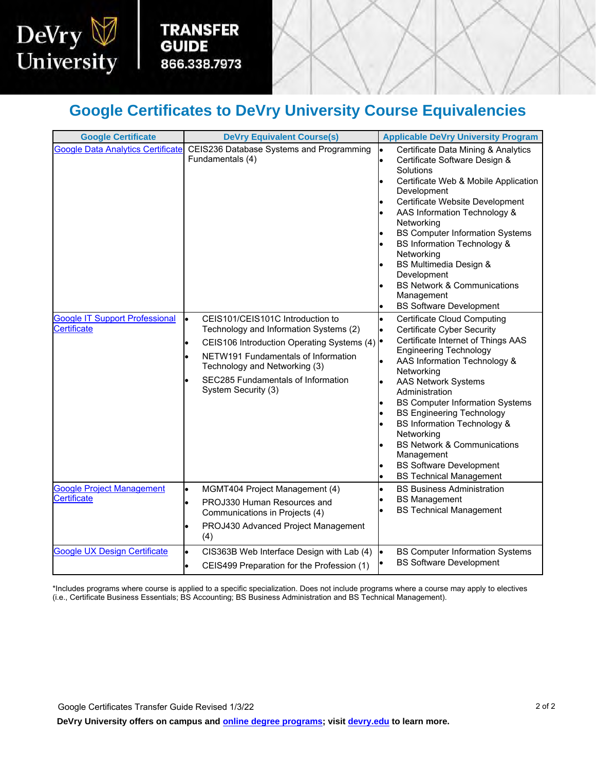# Google Certificates to DeVry University Course Equivalencies

| Google Certificate | DeVry Equivalent Course(s) | Applicable DeVry University Program |
|---|---|---|
| Google Data Analytics Certificate | CEIS236 Database Systems and Programming Fundamentals (4) | • Certificate Data Mining & Analytics<br>• Certificate Software Design & Solutions<br>• Certificate Web & Mobile Application Development<br>• Certificate Website Development<br>• AAS Information Technology & Networking<br>• BS Computer Information Systems<br>• BS Information Technology & Networking<br>• BS Multimedia Design & Development<br>• BS Network & Communications Management<br>• BS Software Development |
| Google IT Support Professional Certificate | • CEIS101/CEIS101C Introduction to Technology and Information Systems (2)<br>• CEIS106 Introduction Operating Systems (4)<br>• NETW191 Fundamentals of Information Technology and Networking (3)<br>• SEC285 Fundamentals of Information System Security (3) | • Certificate Cloud Computing<br>• Certificate Cyber Security<br>• Certificate Internet of Things AAS Engineering Technology<br>• AAS Information Technology & Networking<br>• AAS Network Systems Administration<br>• BS Computer Information Systems<br>• BS Engineering Technology<br>• BS Information Technology & Networking<br>• BS Network & Communications Management<br>• BS Software Development<br>• BS Technical Management |
| Google Project Management Certificate | • MGMT404 Project Management (4)<br>• PROJ330 Human Resources and Communications in Projects (4)<br>• PROJ430 Advanced Project Management (4) | • BS Business Administration<br>• BS Management<br>• BS Technical Management |
| Google UX Design Certificate | • CIS363B Web Interface Design with Lab (4)<br>• CEIS499 Preparation for the Profession (1) | • BS Computer Information Systems<br>• BS Software Development |

*Includes programs where course is applied to a specific specialization. Does not include programs where a course may apply to electives (i.e., Certificate Business Essentials; BS Accounting; BS Business Administration and BS Technical Management).

Google Certificates Transfer Guide Revised 1/3/22

**DeVry University offers on campus and online degree programs; visit devry.edu to learn more.**